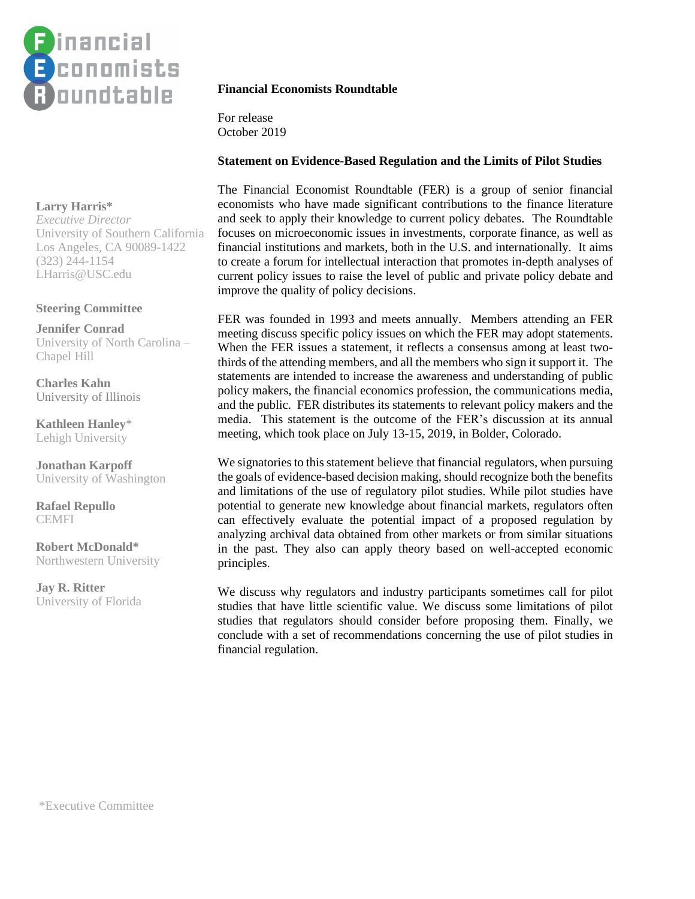**Financial Economists Roundtable**

**Larry Harris***
*Executive Director*
University of Southern California
Los Angeles, CA 90089-1422
(323) 244-1154
LHarris@USC.edu

**Steering Committee**

**Jennifer Conrad**
University of North Carolina – Chapel Hill

**Charles Kahn**
University of Illinois

**Kathleen Hanley***
Lehigh University

**Jonathan Karpoff**
University of Washington

**Rafael Repullo**
CEMFI

**Robert McDonald***
Northwestern University

**Jay R. Ritter**
University of Florida

*Executive Committee

---

**Financial Economists Roundtable**

For release
October 2019

**Statement on Evidence-Based Regulation and the Limits of Pilot Studies**

The Financial Economist Roundtable (FER) is a group of senior financial economists who have made significant contributions to the finance literature and seek to apply their knowledge to current policy debates. The Roundtable focuses on microeconomic issues in investments, corporate finance, as well as financial institutions and markets, both in the U.S. and internationally. It aims to create a forum for intellectual interaction that promotes in-depth analyses of current policy issues to raise the level of public and private policy debate and improve the quality of policy decisions.

FER was founded in 1993 and meets annually. Members attending an FER meeting discuss specific policy issues on which the FER may adopt statements. When the FER issues a statement, it reflects a consensus among at least two-thirds of the attending members, and all the members who sign it support it. The statements are intended to increase the awareness and understanding of public policy makers, the financial economics profession, the communications media, and the public. FER distributes its statements to relevant policy makers and the media. This statement is the outcome of the FER's discussion at its annual meeting, which took place on July 13-15, 2019, in Bolder, Colorado.

We signatories to this statement believe that financial regulators, when pursuing the goals of evidence-based decision making, should recognize both the benefits and limitations of the use of regulatory pilot studies. While pilot studies have potential to generate new knowledge about financial markets, regulators often can effectively evaluate the potential impact of a proposed regulation by analyzing archival data obtained from other markets or from similar situations in the past. They also can apply theory based on well-accepted economic principles.

We discuss why regulators and industry participants sometimes call for pilot studies that have little scientific value. We discuss some limitations of pilot studies that regulators should consider before proposing them. Finally, we conclude with a set of recommendations concerning the use of pilot studies in financial regulation.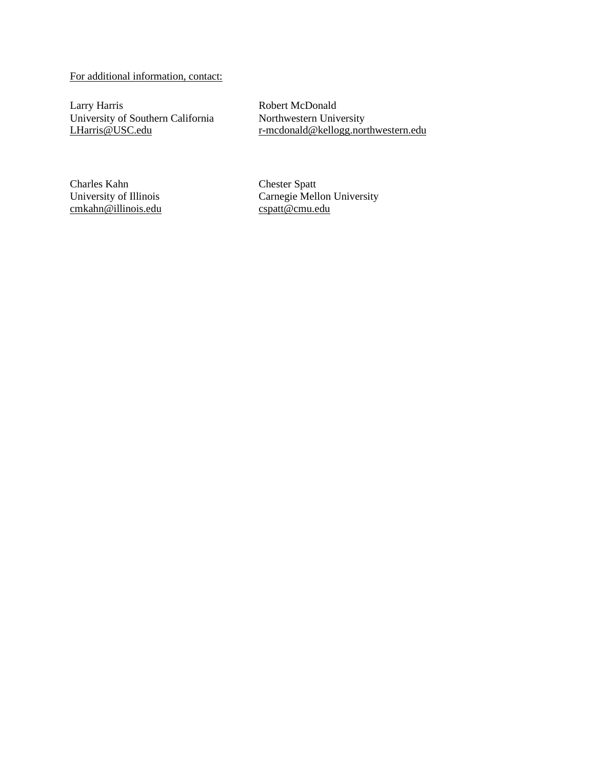For additional information, contact:

Larry Harris
University of Southern California
LHarris@USC.edu

Robert McDonald
Northwestern University
r-mcdonald@kellogg.northwestern.edu

Charles Kahn
University of Illinois
cmkahn@illinois.edu

Chester Spatt
Carnegie Mellon University
cspatt@cmu.edu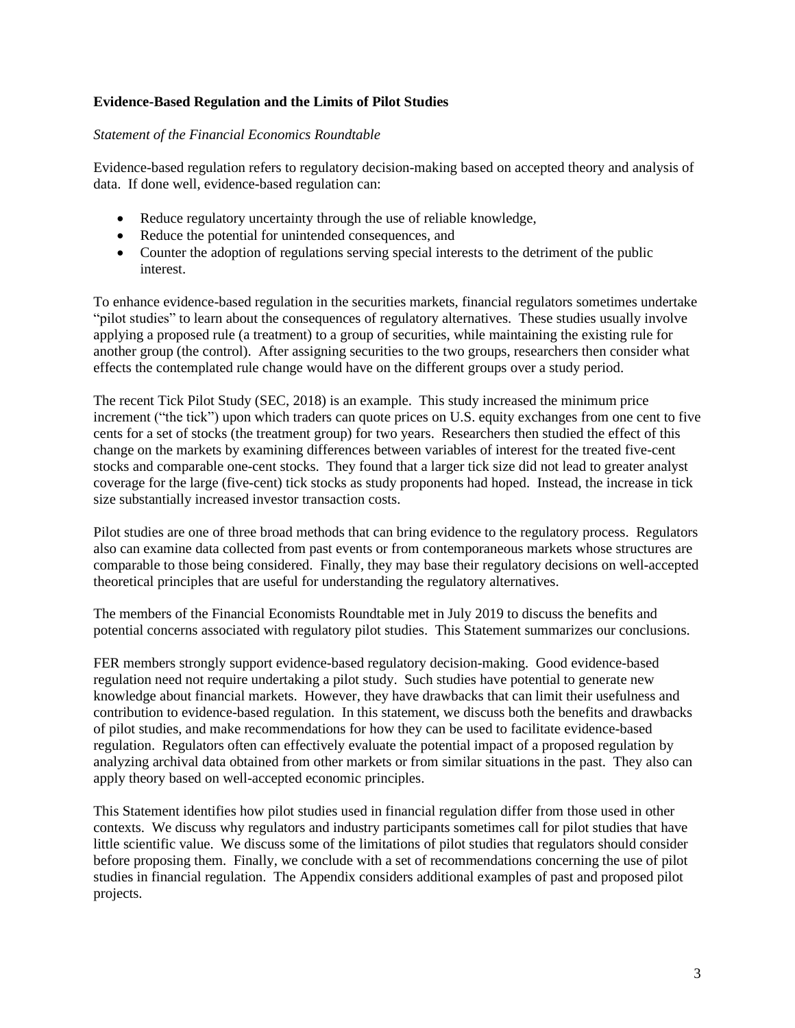**Evidence-Based Regulation and the Limits of Pilot Studies**

*Statement of the Financial Economics Roundtable*

Evidence-based regulation refers to regulatory decision-making based on accepted theory and analysis of data. If done well, evidence-based regulation can:

- Reduce regulatory uncertainty through the use of reliable knowledge,
- Reduce the potential for unintended consequences, and
- Counter the adoption of regulations serving special interests to the detriment of the public interest.

To enhance evidence-based regulation in the securities markets, financial regulators sometimes undertake "pilot studies" to learn about the consequences of regulatory alternatives. These studies usually involve applying a proposed rule (a treatment) to a group of securities, while maintaining the existing rule for another group (the control). After assigning securities to the two groups, researchers then consider what effects the contemplated rule change would have on the different groups over a study period.

The recent Tick Pilot Study (SEC, 2018) is an example. This study increased the minimum price increment ("the tick") upon which traders can quote prices on U.S. equity exchanges from one cent to five cents for a set of stocks (the treatment group) for two years. Researchers then studied the effect of this change on the markets by examining differences between variables of interest for the treated five-cent stocks and comparable one-cent stocks. They found that a larger tick size did not lead to greater analyst coverage for the large (five-cent) tick stocks as study proponents had hoped. Instead, the increase in tick size substantially increased investor transaction costs.

Pilot studies are one of three broad methods that can bring evidence to the regulatory process. Regulators also can examine data collected from past events or from contemporaneous markets whose structures are comparable to those being considered. Finally, they may base their regulatory decisions on well-accepted theoretical principles that are useful for understanding the regulatory alternatives.

The members of the Financial Economists Roundtable met in July 2019 to discuss the benefits and potential concerns associated with regulatory pilot studies. This Statement summarizes our conclusions.

FER members strongly support evidence-based regulatory decision-making. Good evidence-based regulation need not require undertaking a pilot study. Such studies have potential to generate new knowledge about financial markets. However, they have drawbacks that can limit their usefulness and contribution to evidence-based regulation. In this statement, we discuss both the benefits and drawbacks of pilot studies, and make recommendations for how they can be used to facilitate evidence-based regulation. Regulators often can effectively evaluate the potential impact of a proposed regulation by analyzing archival data obtained from other markets or from similar situations in the past. They also can apply theory based on well-accepted economic principles.

This Statement identifies how pilot studies used in financial regulation differ from those used in other contexts. We discuss why regulators and industry participants sometimes call for pilot studies that have little scientific value. We discuss some of the limitations of pilot studies that regulators should consider before proposing them. Finally, we conclude with a set of recommendations concerning the use of pilot studies in financial regulation. The Appendix considers additional examples of past and proposed pilot projects.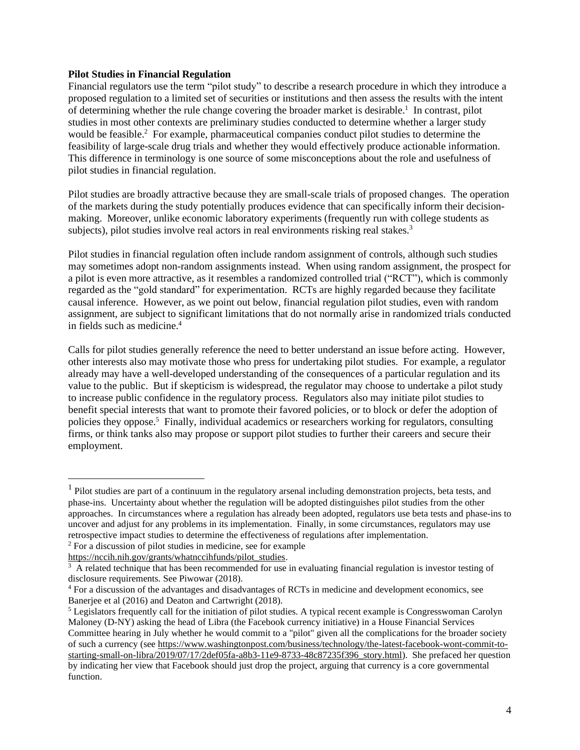**Pilot Studies in Financial Regulation**

Financial regulators use the term "pilot study" to describe a research procedure in which they introduce a proposed regulation to a limited set of securities or institutions and then assess the results with the intent of determining whether the rule change covering the broader market is desirable.[1] In contrast, pilot studies in most other contexts are preliminary studies conducted to determine whether a larger study would be feasible.[2] For example, pharmaceutical companies conduct pilot studies to determine the feasibility of large-scale drug trials and whether they would effectively produce actionable information. This difference in terminology is one source of some misconceptions about the role and usefulness of pilot studies in financial regulation.

Pilot studies are broadly attractive because they are small-scale trials of proposed changes. The operation of the markets during the study potentially produces evidence that can specifically inform their decision-making. Moreover, unlike economic laboratory experiments (frequently run with college students as subjects), pilot studies involve real actors in real environments risking real stakes.[3]

Pilot studies in financial regulation often include random assignment of controls, although such studies may sometimes adopt non-random assignments instead. When using random assignment, the prospect for a pilot is even more attractive, as it resembles a randomized controlled trial ("RCT"), which is commonly regarded as the "gold standard" for experimentation. RCTs are highly regarded because they facilitate causal inference. However, as we point out below, financial regulation pilot studies, even with random assignment, are subject to significant limitations that do not normally arise in randomized trials conducted in fields such as medicine.[4]

Calls for pilot studies generally reference the need to better understand an issue before acting. However, other interests also may motivate those who press for undertaking pilot studies. For example, a regulator already may have a well-developed understanding of the consequences of a particular regulation and its value to the public. But if skepticism is widespread, the regulator may choose to undertake a pilot study to increase public confidence in the regulatory process. Regulators also may initiate pilot studies to benefit special interests that want to promote their favored policies, or to block or defer the adoption of policies they oppose.[5] Finally, individual academics or researchers working for regulators, consulting firms, or think tanks also may propose or support pilot studies to further their careers and secure their employment.

---

[1] Pilot studies are part of a continuum in the regulatory arsenal including demonstration projects, beta tests, and phase-ins. Uncertainty about whether the regulation will be adopted distinguishes pilot studies from the other approaches. In circumstances where a regulation has already been adopted, regulators use beta tests and phase-ins to uncover and adjust for any problems in its implementation. Finally, in some circumstances, regulators may use retrospective impact studies to determine the effectiveness of regulations after implementation.

[2] For a discussion of pilot studies in medicine, see for example https://nccih.nih.gov/grants/whatnccihfunds/pilot_studies.

[3] A related technique that has been recommended for use in evaluating financial regulation is investor testing of disclosure requirements. See Piwowar (2018).

[4] For a discussion of the advantages and disadvantages of RCTs in medicine and development economics, see Banerjee et al (2016) and Deaton and Cartwright (2018).

[5] Legislators frequently call for the initiation of pilot studies. A typical recent example is Congresswoman Carolyn Maloney (D-NY) asking the head of Libra (the Facebook currency initiative) in a House Financial Services Committee hearing in July whether he would commit to a "pilot" given all the complications for the broader society of such a currency (see https://www.washingtonpost.com/business/technology/the-latest-facebook-wont-commit-to-starting-small-on-libra/2019/07/17/2def05fa-a8b3-11e9-8733-48c87235f396_story.html). She prefaced her question by indicating her view that Facebook should just drop the project, arguing that currency is a core governmental function.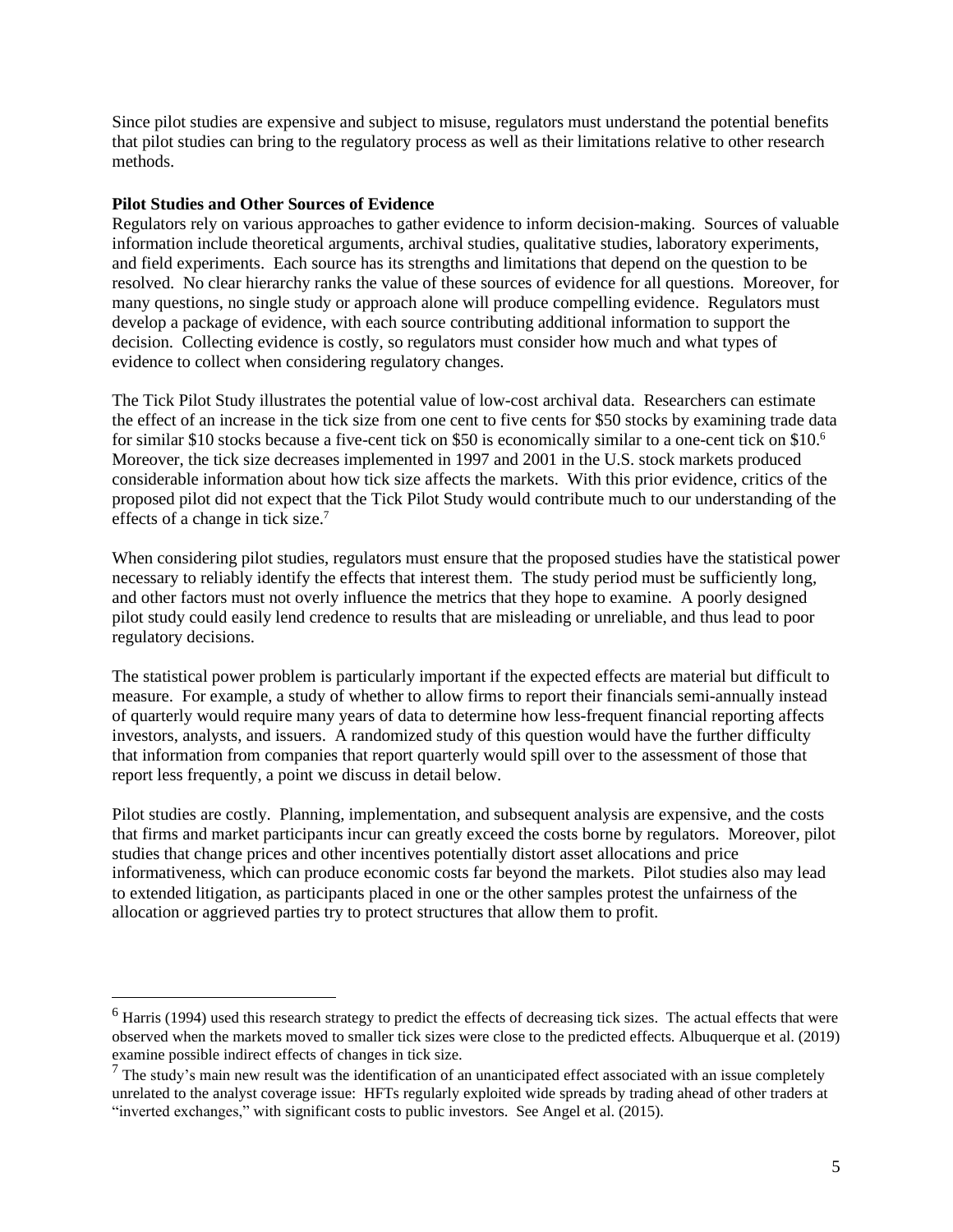Since pilot studies are expensive and subject to misuse, regulators must understand the potential benefits that pilot studies can bring to the regulatory process as well as their limitations relative to other research methods.

**Pilot Studies and Other Sources of Evidence**

Regulators rely on various approaches to gather evidence to inform decision-making. Sources of valuable information include theoretical arguments, archival studies, qualitative studies, laboratory experiments, and field experiments. Each source has its strengths and limitations that depend on the question to be resolved. No clear hierarchy ranks the value of these sources of evidence for all questions. Moreover, for many questions, no single study or approach alone will produce compelling evidence. Regulators must develop a package of evidence, with each source contributing additional information to support the decision. Collecting evidence is costly, so regulators must consider how much and what types of evidence to collect when considering regulatory changes.

The Tick Pilot Study illustrates the potential value of low-cost archival data. Researchers can estimate the effect of an increase in the tick size from one cent to five cents for $50 stocks by examining trade data for similar $10 stocks because a five-cent tick on $50 is economically similar to a one-cent tick on $10.[6] Moreover, the tick size decreases implemented in 1997 and 2001 in the U.S. stock markets produced considerable information about how tick size affects the markets. With this prior evidence, critics of the proposed pilot did not expect that the Tick Pilot Study would contribute much to our understanding of the effects of a change in tick size.[7]

When considering pilot studies, regulators must ensure that the proposed studies have the statistical power necessary to reliably identify the effects that interest them. The study period must be sufficiently long, and other factors must not overly influence the metrics that they hope to examine. A poorly designed pilot study could easily lend credence to results that are misleading or unreliable, and thus lead to poor regulatory decisions.

The statistical power problem is particularly important if the expected effects are material but difficult to measure. For example, a study of whether to allow firms to report their financials semi-annually instead of quarterly would require many years of data to determine how less-frequent financial reporting affects investors, analysts, and issuers. A randomized study of this question would have the further difficulty that information from companies that report quarterly would spill over to the assessment of those that report less frequently, a point we discuss in detail below.

Pilot studies are costly. Planning, implementation, and subsequent analysis are expensive, and the costs that firms and market participants incur can greatly exceed the costs borne by regulators. Moreover, pilot studies that change prices and other incentives potentially distort asset allocations and price informativeness, which can produce economic costs far beyond the markets. Pilot studies also may lead to extended litigation, as participants placed in one or the other samples protest the unfairness of the allocation or aggrieved parties try to protect structures that allow them to profit.

---

[6] Harris (1994) used this research strategy to predict the effects of decreasing tick sizes. The actual effects that were observed when the markets moved to smaller tick sizes were close to the predicted effects. Albuquerque et al. (2019) examine possible indirect effects of changes in tick size.

[7] The study's main new result was the identification of an unanticipated effect associated with an issue completely unrelated to the analyst coverage issue: HFTs regularly exploited wide spreads by trading ahead of other traders at "inverted exchanges," with significant costs to public investors. See Angel et al. (2015).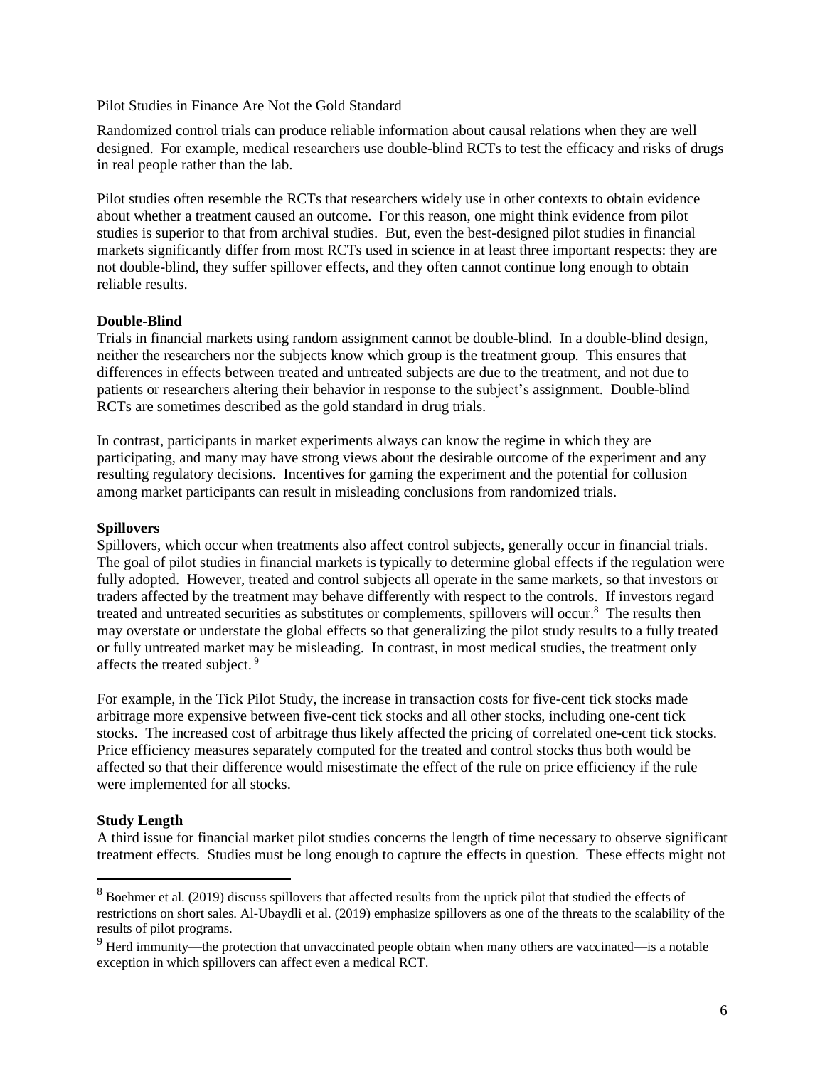Pilot Studies in Finance Are Not the Gold Standard

Randomized control trials can produce reliable information about causal relations when they are well designed. For example, medical researchers use double-blind RCTs to test the efficacy and risks of drugs in real people rather than the lab.

Pilot studies often resemble the RCTs that researchers widely use in other contexts to obtain evidence about whether a treatment caused an outcome. For this reason, one might think evidence from pilot studies is superior to that from archival studies. But, even the best-designed pilot studies in financial markets significantly differ from most RCTs used in science in at least three important respects: they are not double-blind, they suffer spillover effects, and they often cannot continue long enough to obtain reliable results.

**Double-Blind**

Trials in financial markets using random assignment cannot be double-blind. In a double-blind design, neither the researchers nor the subjects know which group is the treatment group. This ensures that differences in effects between treated and untreated subjects are due to the treatment, and not due to patients or researchers altering their behavior in response to the subject's assignment. Double-blind RCTs are sometimes described as the gold standard in drug trials.

In contrast, participants in market experiments always can know the regime in which they are participating, and many may have strong views about the desirable outcome of the experiment and any resulting regulatory decisions. Incentives for gaming the experiment and the potential for collusion among market participants can result in misleading conclusions from randomized trials.

**Spillovers**

Spillovers, which occur when treatments also affect control subjects, generally occur in financial trials. The goal of pilot studies in financial markets is typically to determine global effects if the regulation were fully adopted. However, treated and control subjects all operate in the same markets, so that investors or traders affected by the treatment may behave differently with respect to the controls. If investors regard treated and untreated securities as substitutes or complements, spillovers will occur.[8] The results then may overstate or understate the global effects so that generalizing the pilot study results to a fully treated or fully untreated market may be misleading. In contrast, in most medical studies, the treatment only affects the treated subject.[9]

For example, in the Tick Pilot Study, the increase in transaction costs for five-cent tick stocks made arbitrage more expensive between five-cent tick stocks and all other stocks, including one-cent tick stocks. The increased cost of arbitrage thus likely affected the pricing of correlated one-cent tick stocks. Price efficiency measures separately computed for the treated and control stocks thus both would be affected so that their difference would misestimate the effect of the rule on price efficiency if the rule were implemented for all stocks.

**Study Length**

A third issue for financial market pilot studies concerns the length of time necessary to observe significant treatment effects. Studies must be long enough to capture the effects in question. These effects might not

---

[8] Boehmer et al. (2019) discuss spillovers that affected results from the uptick pilot that studied the effects of restrictions on short sales. Al-Ubaydli et al. (2019) emphasize spillovers as one of the threats to the scalability of the results of pilot programs.

[9] Herd immunity—the protection that unvaccinated people obtain when many others are vaccinated—is a notable exception in which spillovers can affect even a medical RCT.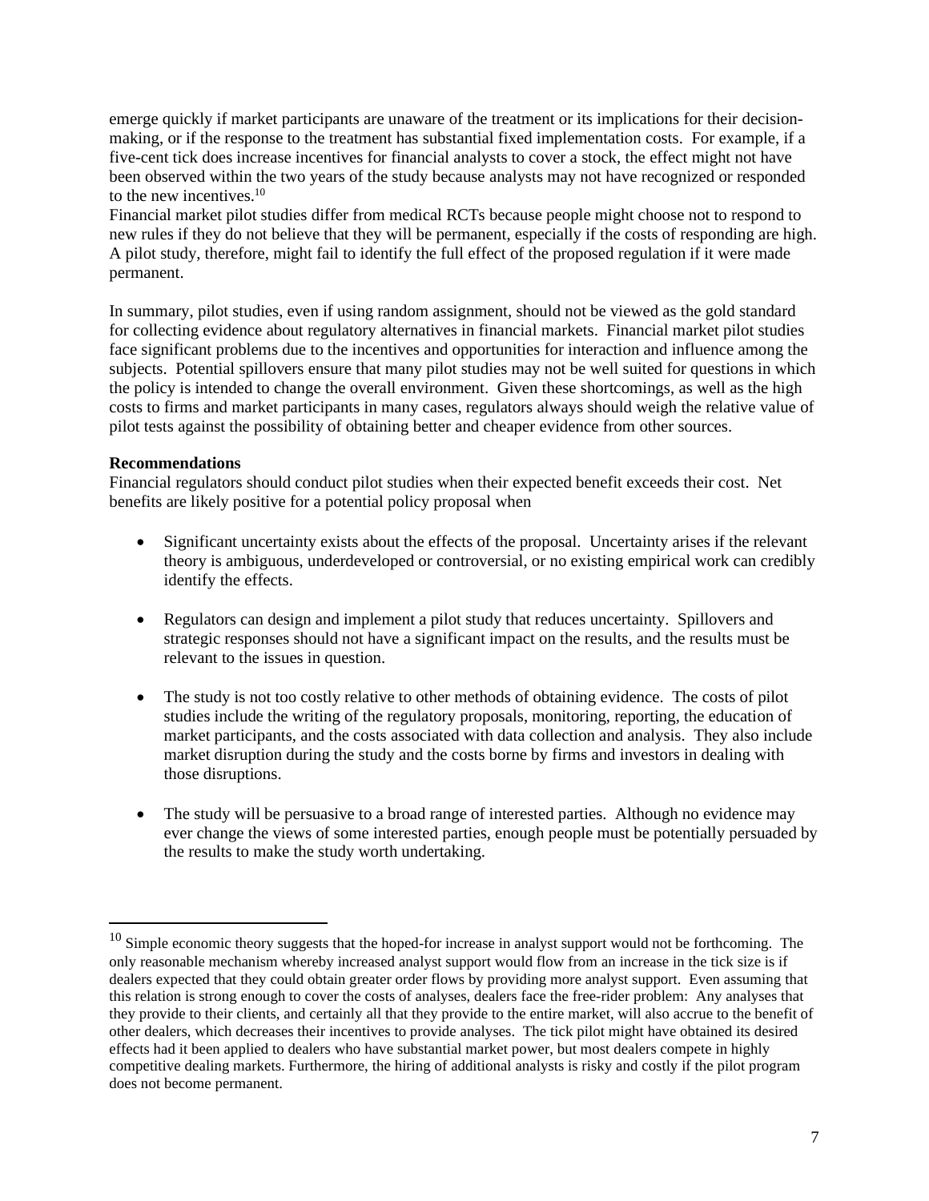emerge quickly if market participants are unaware of the treatment or its implications for their decision-making, or if the response to the treatment has substantial fixed implementation costs. For example, if a five-cent tick does increase incentives for financial analysts to cover a stock, the effect might not have been observed within the two years of the study because analysts may not have recognized or responded to the new incentives.[10]

Financial market pilot studies differ from medical RCTs because people might choose not to respond to new rules if they do not believe that they will be permanent, especially if the costs of responding are high. A pilot study, therefore, might fail to identify the full effect of the proposed regulation if it were made permanent.

In summary, pilot studies, even if using random assignment, should not be viewed as the gold standard for collecting evidence about regulatory alternatives in financial markets. Financial market pilot studies face significant problems due to the incentives and opportunities for interaction and influence among the subjects. Potential spillovers ensure that many pilot studies may not be well suited for questions in which the policy is intended to change the overall environment. Given these shortcomings, as well as the high costs to firms and market participants in many cases, regulators always should weigh the relative value of pilot tests against the possibility of obtaining better and cheaper evidence from other sources.

**Recommendations**

Financial regulators should conduct pilot studies when their expected benefit exceeds their cost. Net benefits are likely positive for a potential policy proposal when

- Significant uncertainty exists about the effects of the proposal. Uncertainty arises if the relevant theory is ambiguous, underdeveloped or controversial, or no existing empirical work can credibly identify the effects.
- Regulators can design and implement a pilot study that reduces uncertainty. Spillovers and strategic responses should not have a significant impact on the results, and the results must be relevant to the issues in question.
- The study is not too costly relative to other methods of obtaining evidence. The costs of pilot studies include the writing of the regulatory proposals, monitoring, reporting, the education of market participants, and the costs associated with data collection and analysis. They also include market disruption during the study and the costs borne by firms and investors in dealing with those disruptions.
- The study will be persuasive to a broad range of interested parties. Although no evidence may ever change the views of some interested parties, enough people must be potentially persuaded by the results to make the study worth undertaking.

---

[10] Simple economic theory suggests that the hoped-for increase in analyst support would not be forthcoming. The only reasonable mechanism whereby increased analyst support would flow from an increase in the tick size is if dealers expected that they could obtain greater order flows by providing more analyst support. Even assuming that this relation is strong enough to cover the costs of analyses, dealers face the free-rider problem: Any analyses that they provide to their clients, and certainly all that they provide to the entire market, will also accrue to the benefit of other dealers, which decreases their incentives to provide analyses. The tick pilot might have obtained its desired effects had it been applied to dealers who have substantial market power, but most dealers compete in highly competitive dealing markets. Furthermore, the hiring of additional analysts is risky and costly if the pilot program does not become permanent.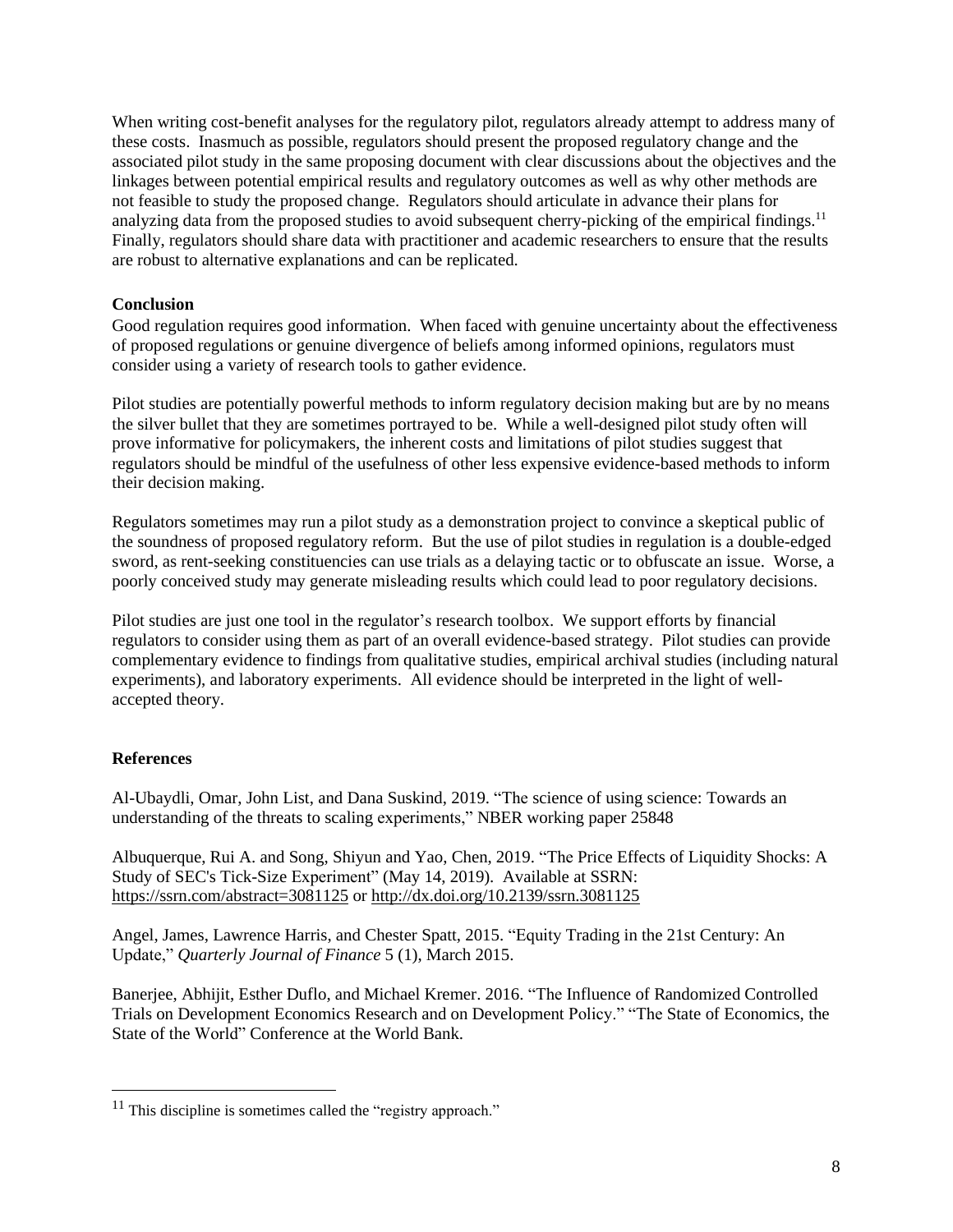When writing cost-benefit analyses for the regulatory pilot, regulators already attempt to address many of these costs. Inasmuch as possible, regulators should present the proposed regulatory change and the associated pilot study in the same proposing document with clear discussions about the objectives and the linkages between potential empirical results and regulatory outcomes as well as why other methods are not feasible to study the proposed change. Regulators should articulate in advance their plans for analyzing data from the proposed studies to avoid subsequent cherry-picking of the empirical findings.[11] Finally, regulators should share data with practitioner and academic researchers to ensure that the results are robust to alternative explanations and can be replicated.

**Conclusion**

Good regulation requires good information. When faced with genuine uncertainty about the effectiveness of proposed regulations or genuine divergence of beliefs among informed opinions, regulators must consider using a variety of research tools to gather evidence.

Pilot studies are potentially powerful methods to inform regulatory decision making but are by no means the silver bullet that they are sometimes portrayed to be. While a well-designed pilot study often will prove informative for policymakers, the inherent costs and limitations of pilot studies suggest that regulators should be mindful of the usefulness of other less expensive evidence-based methods to inform their decision making.

Regulators sometimes may run a pilot study as a demonstration project to convince a skeptical public of the soundness of proposed regulatory reform. But the use of pilot studies in regulation is a double-edged sword, as rent-seeking constituencies can use trials as a delaying tactic or to obfuscate an issue. Worse, a poorly conceived study may generate misleading results which could lead to poor regulatory decisions.

Pilot studies are just one tool in the regulator's research toolbox. We support efforts by financial regulators to consider using them as part of an overall evidence-based strategy. Pilot studies can provide complementary evidence to findings from qualitative studies, empirical archival studies (including natural experiments), and laboratory experiments. All evidence should be interpreted in the light of well-accepted theory.

**References**

Al-Ubaydli, Omar, John List, and Dana Suskind, 2019. "The science of using science: Towards an understanding of the threats to scaling experiments," NBER working paper 25848

Albuquerque, Rui A. and Song, Shiyun and Yao, Chen, 2019. "The Price Effects of Liquidity Shocks: A Study of SEC's Tick-Size Experiment" (May 14, 2019). Available at SSRN: https://ssrn.com/abstract=3081125 or http://dx.doi.org/10.2139/ssrn.3081125

Angel, James, Lawrence Harris, and Chester Spatt, 2015. "Equity Trading in the 21st Century: An Update," *Quarterly Journal of Finance* 5 (1), March 2015.

Banerjee, Abhijit, Esther Duflo, and Michael Kremer. 2016. "The Influence of Randomized Controlled Trials on Development Economics Research and on Development Policy." "The State of Economics, the State of the World" Conference at the World Bank.

[11] This discipline is sometimes called the "registry approach."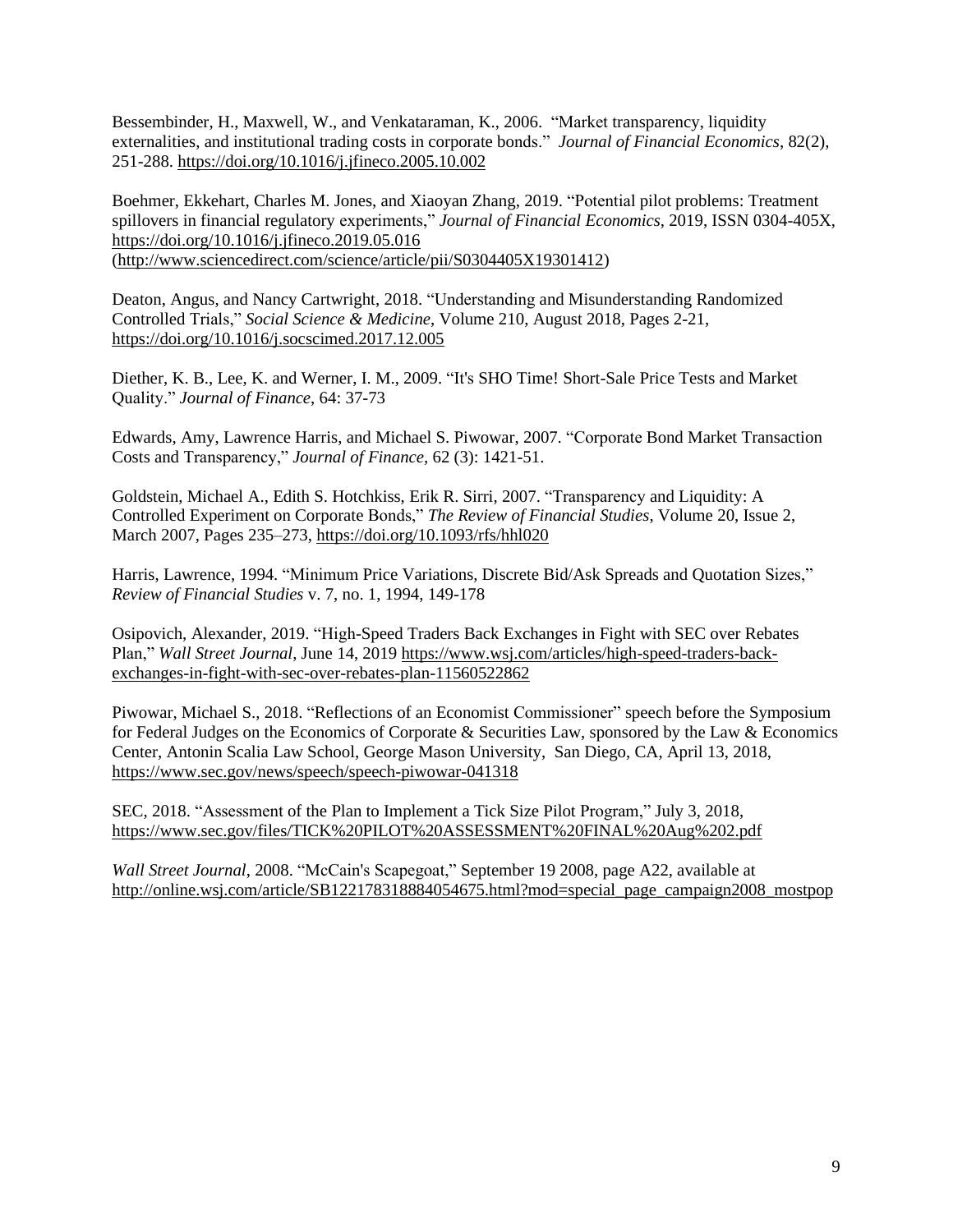Bessembinder, H., Maxwell, W., and Venkataraman, K., 2006. "Market transparency, liquidity externalities, and institutional trading costs in corporate bonds." *Journal of Financial Economics*, 82(2), 251-288. https://doi.org/10.1016/j.jfineco.2005.10.002

Boehmer, Ekkehart, Charles M. Jones, and Xiaoyan Zhang, 2019. "Potential pilot problems: Treatment spillovers in financial regulatory experiments," *Journal of Financial Economics*, 2019, ISSN 0304-405X, https://doi.org/10.1016/j.jfineco.2019.05.016 (http://www.sciencedirect.com/science/article/pii/S0304405X19301412)

Deaton, Angus, and Nancy Cartwright, 2018. "Understanding and Misunderstanding Randomized Controlled Trials," *Social Science & Medicine*, Volume 210, August 2018, Pages 2-21, https://doi.org/10.1016/j.socscimed.2017.12.005

Diether, K. B., Lee, K. and Werner, I. M., 2009. "It's SHO Time! Short-Sale Price Tests and Market Quality." *Journal of Finance*, 64: 37-73

Edwards, Amy, Lawrence Harris, and Michael S. Piwowar, 2007. "Corporate Bond Market Transaction Costs and Transparency," *Journal of Finance*, 62 (3): 1421-51.

Goldstein, Michael A., Edith S. Hotchkiss, Erik R. Sirri, 2007. "Transparency and Liquidity: A Controlled Experiment on Corporate Bonds," *The Review of Financial Studies*, Volume 20, Issue 2, March 2007, Pages 235–273, https://doi.org/10.1093/rfs/hhl020

Harris, Lawrence, 1994. "Minimum Price Variations, Discrete Bid/Ask Spreads and Quotation Sizes," *Review of Financial Studies* v. 7, no. 1, 1994, 149-178

Osipovich, Alexander, 2019. "High-Speed Traders Back Exchanges in Fight with SEC over Rebates Plan," *Wall Street Journal*, June 14, 2019 https://www.wsj.com/articles/high-speed-traders-back-exchanges-in-fight-with-sec-over-rebates-plan-11560522862

Piwowar, Michael S., 2018. "Reflections of an Economist Commissioner" speech before the Symposium for Federal Judges on the Economics of Corporate & Securities Law, sponsored by the Law & Economics Center, Antonin Scalia Law School, George Mason University, San Diego, CA, April 13, 2018, https://www.sec.gov/news/speech/speech-piwowar-041318

SEC, 2018. "Assessment of the Plan to Implement a Tick Size Pilot Program," July 3, 2018, https://www.sec.gov/files/TICK%20PILOT%20ASSESSMENT%20FINAL%20Aug%202.pdf

*Wall Street Journal*, 2008. "McCain's Scapegoat," September 19 2008, page A22, available at http://online.wsj.com/article/SB122178318884054675.html?mod=special_page_campaign2008_mostpop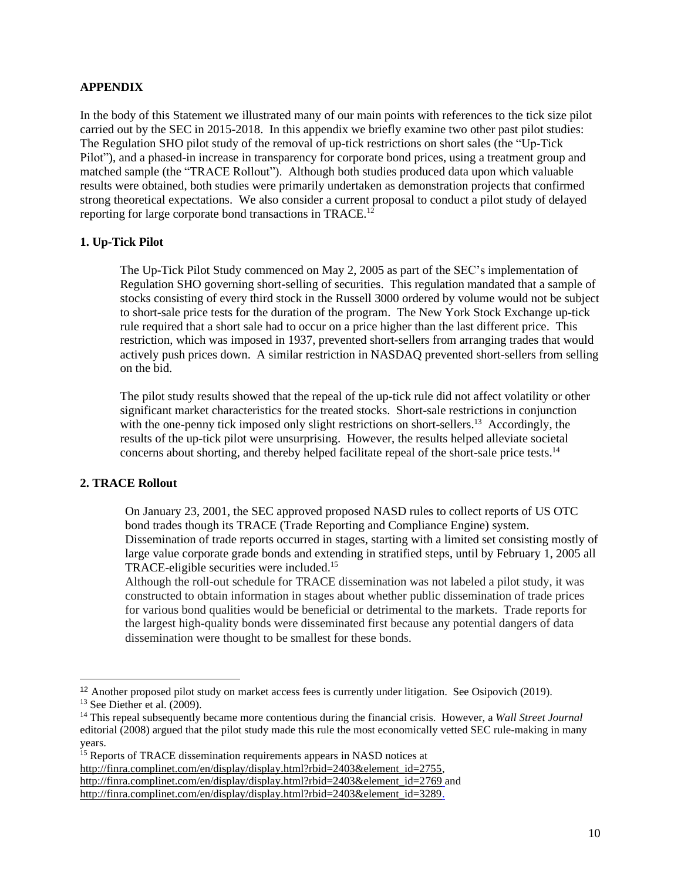## APPENDIX

In the body of this Statement we illustrated many of our main points with references to the tick size pilot carried out by the SEC in 2015-2018. In this appendix we briefly examine two other past pilot studies: The Regulation SHO pilot study of the removal of up-tick restrictions on short sales (the "Up-Tick Pilot"), and a phased-in increase in transparency for corporate bond prices, using a treatment group and matched sample (the "TRACE Rollout"). Although both studies produced data upon which valuable results were obtained, both studies were primarily undertaken as demonstration projects that confirmed strong theoretical expectations. We also consider a current proposal to conduct a pilot study of delayed reporting for large corporate bond transactions in TRACE.[12]

### 1. Up-Tick Pilot

The Up-Tick Pilot Study commenced on May 2, 2005 as part of the SEC's implementation of Regulation SHO governing short-selling of securities. This regulation mandated that a sample of stocks consisting of every third stock in the Russell 3000 ordered by volume would not be subject to short-sale price tests for the duration of the program. The New York Stock Exchange up-tick rule required that a short sale had to occur on a price higher than the last different price. This restriction, which was imposed in 1937, prevented short-sellers from arranging trades that would actively push prices down. A similar restriction in NASDAQ prevented short-sellers from selling on the bid.

The pilot study results showed that the repeal of the up-tick rule did not affect volatility or other significant market characteristics for the treated stocks. Short-sale restrictions in conjunction with the one-penny tick imposed only slight restrictions on short-sellers.[13] Accordingly, the results of the up-tick pilot were unsurprising. However, the results helped alleviate societal concerns about shorting, and thereby helped facilitate repeal of the short-sale price tests.[14]

### 2. TRACE Rollout

On January 23, 2001, the SEC approved proposed NASD rules to collect reports of US OTC bond trades though its TRACE (Trade Reporting and Compliance Engine) system. Dissemination of trade reports occurred in stages, starting with a limited set consisting mostly of large value corporate grade bonds and extending in stratified steps, until by February 1, 2005 all TRACE-eligible securities were included.[15]

Although the roll-out schedule for TRACE dissemination was not labeled a pilot study, it was constructed to obtain information in stages about whether public dissemination of trade prices for various bond qualities would be beneficial or detrimental to the markets. Trade reports for the largest high-quality bonds were disseminated first because any potential dangers of data dissemination were thought to be smallest for these bonds.

---

[12] Another proposed pilot study on market access fees is currently under litigation. See Osipovich (2019).

[13] See Diether et al. (2009).

[14] This repeal subsequently became more contentious during the financial crisis. However, a *Wall Street Journal* editorial (2008) argued that the pilot study made this rule the most economically vetted SEC rule-making in many years.

[15] Reports of TRACE dissemination requirements appears in NASD notices at http://finra.complinet.com/en/display/display.html?rbid=2403&element_id=2755, http://finra.complinet.com/en/display/display.html?rbid=2403&element_id=2769 and http://finra.complinet.com/en/display/display.html?rbid=2403&element_id=3289.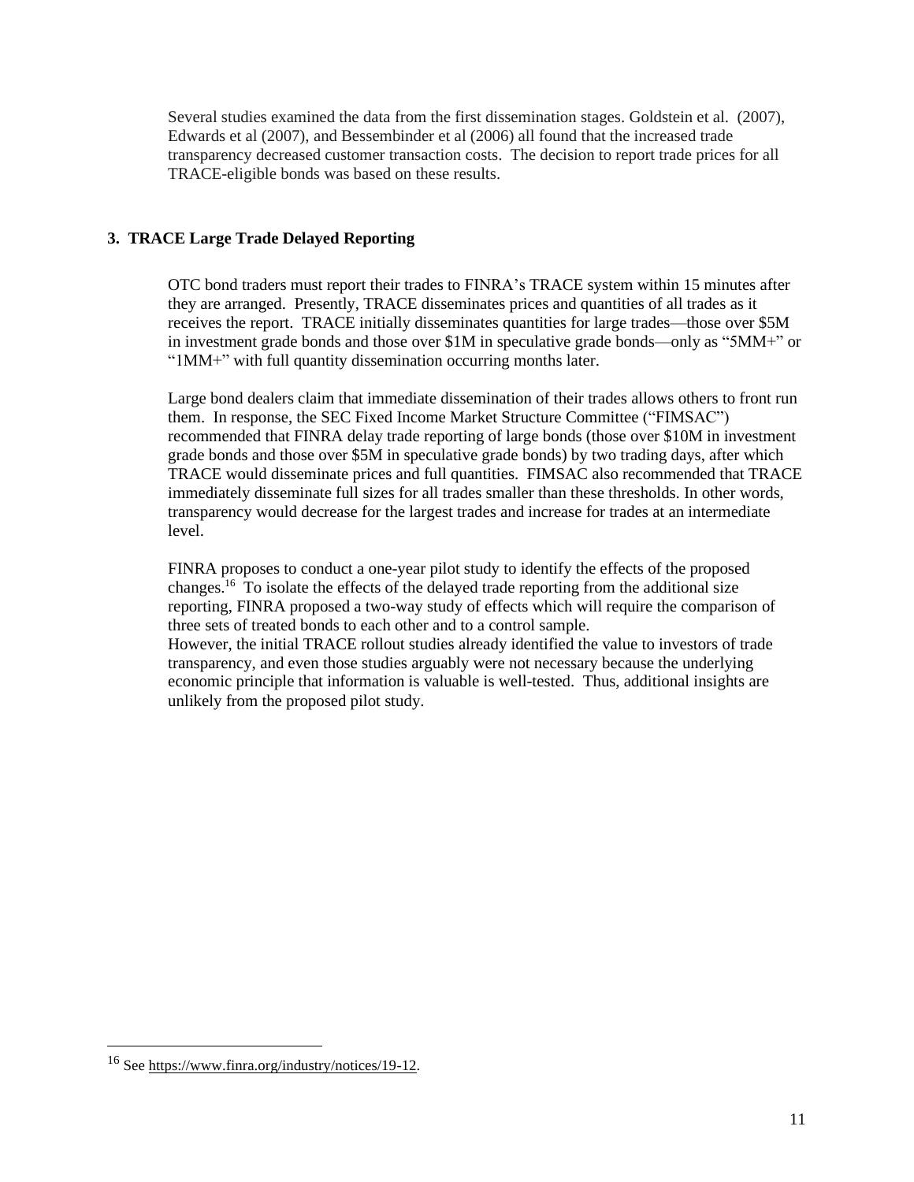Several studies examined the data from the first dissemination stages. Goldstein et al. (2007), Edwards et al (2007), and Bessembinder et al (2006) all found that the increased trade transparency decreased customer transaction costs. The decision to report trade prices for all TRACE-eligible bonds was based on these results.

### 3. TRACE Large Trade Delayed Reporting

OTC bond traders must report their trades to FINRA's TRACE system within 15 minutes after they are arranged. Presently, TRACE disseminates prices and quantities of all trades as it receives the report. TRACE initially disseminates quantities for large trades—those over $5M in investment grade bonds and those over $1M in speculative grade bonds—only as "5MM+" or "1MM+" with full quantity dissemination occurring months later.

Large bond dealers claim that immediate dissemination of their trades allows others to front run them. In response, the SEC Fixed Income Market Structure Committee ("FIMSAC") recommended that FINRA delay trade reporting of large bonds (those over $10M in investment grade bonds and those over $5M in speculative grade bonds) by two trading days, after which TRACE would disseminate prices and full quantities. FIMSAC also recommended that TRACE immediately disseminate full sizes for all trades smaller than these thresholds. In other words, transparency would decrease for the largest trades and increase for trades at an intermediate level.

FINRA proposes to conduct a one-year pilot study to identify the effects of the proposed changes.[16] To isolate the effects of the delayed trade reporting from the additional size reporting, FINRA proposed a two-way study of effects which will require the comparison of three sets of treated bonds to each other and to a control sample.
However, the initial TRACE rollout studies already identified the value to investors of trade transparency, and even those studies arguably were not necessary because the underlying economic principle that information is valuable is well-tested. Thus, additional insights are unlikely from the proposed pilot study.

---

[16] See https://www.finra.org/industry/notices/19-12.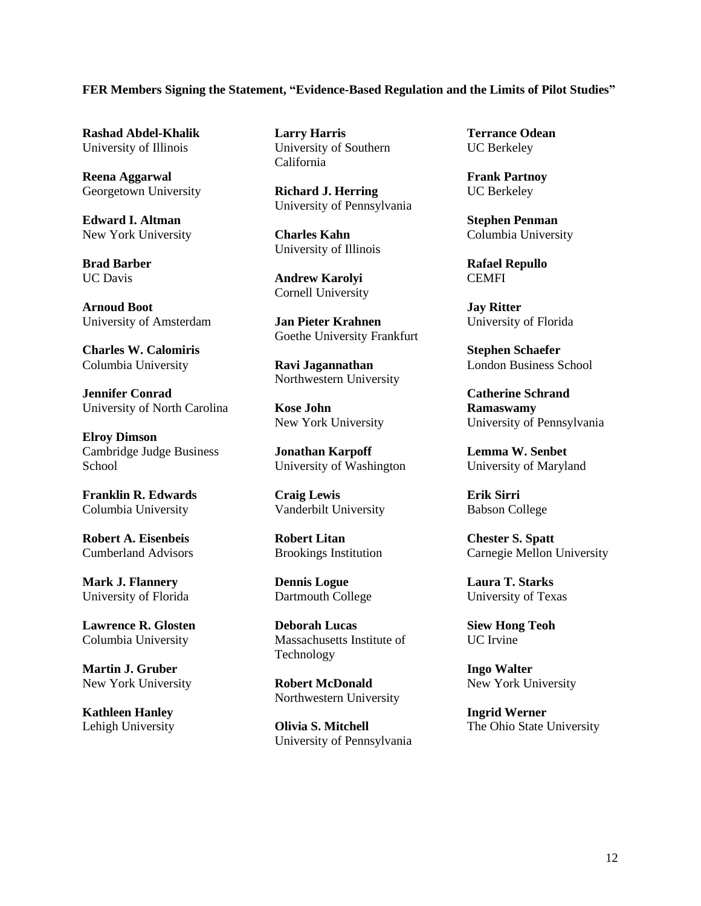**FER Members Signing the Statement, "Evidence-Based Regulation and the Limits of Pilot Studies"**

**Rashad Abdel-Khalik**
University of Illinois

**Reena Aggarwal**
Georgetown University

**Edward I. Altman**
New York University

**Brad Barber**
UC Davis

**Arnoud Boot**
University of Amsterdam

**Charles W. Calomiris**
Columbia University

**Jennifer Conrad**
University of North Carolina

**Elroy Dimson**
Cambridge Judge Business School

**Franklin R. Edwards**
Columbia University

**Robert A. Eisenbeis**
Cumberland Advisors

**Mark J. Flannery**
University of Florida

**Lawrence R. Glosten**
Columbia University

**Martin J. Gruber**
New York University

**Kathleen Hanley**
Lehigh University

**Larry Harris**
University of Southern California

**Richard J. Herring**
University of Pennsylvania

**Charles Kahn**
University of Illinois

**Andrew Karolyi**
Cornell University

**Jan Pieter Krahnen**
Goethe University Frankfurt

**Ravi Jagannathan**
Northwestern University

**Kose John**
New York University

**Jonathan Karpoff**
University of Washington

**Craig Lewis**
Vanderbilt University

**Robert Litan**
Brookings Institution

**Dennis Logue**
Dartmouth College

**Deborah Lucas**
Massachusetts Institute of Technology

**Robert McDonald**
Northwestern University

**Olivia S. Mitchell**
University of Pennsylvania

**Terrance Odean**
UC Berkeley

**Frank Partnoy**
UC Berkeley

**Stephen Penman**
Columbia University

**Rafael Repullo**
CEMFI

**Jay Ritter**
University of Florida

**Stephen Schaefer**
London Business School

**Catherine Schrand Ramaswamy**
University of Pennsylvania

**Lemma W. Senbet**
University of Maryland

**Erik Sirri**
Babson College

**Chester S. Spatt**
Carnegie Mellon University

**Laura T. Starks**
University of Texas

**Siew Hong Teoh**
UC Irvine

**Ingo Walter**
New York University

**Ingrid Werner**
The Ohio State University